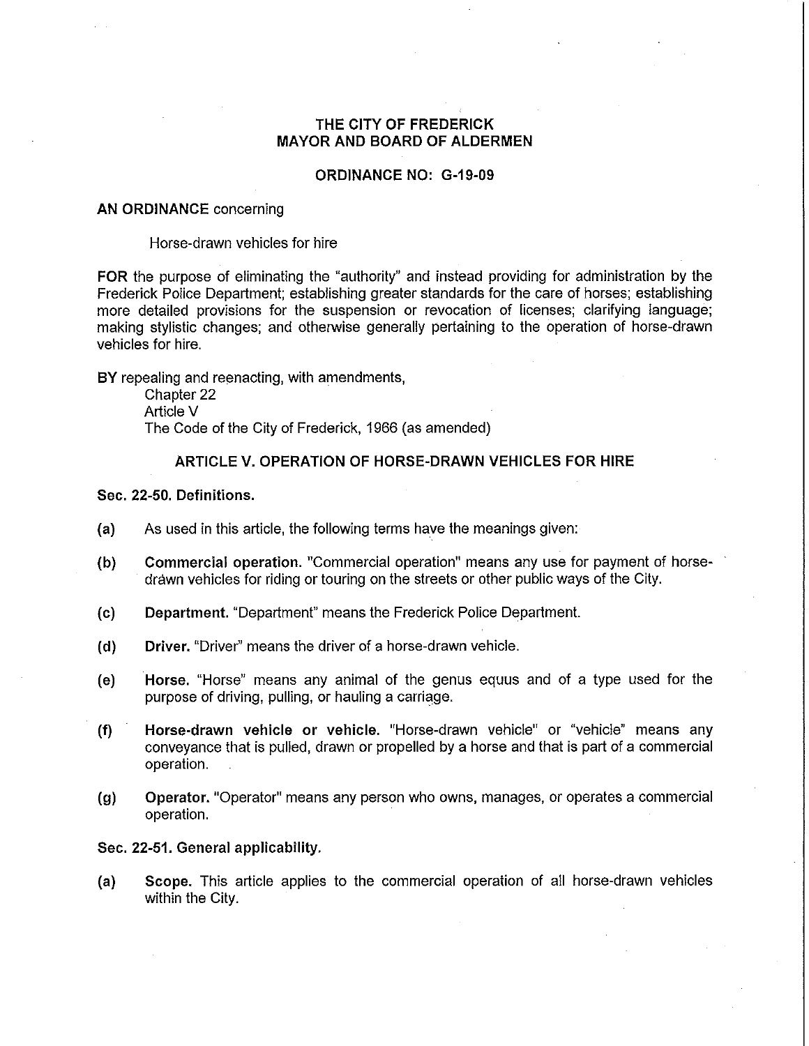# THE CITY OF FREDERICK
# MAYOR AND BOARD OF ALDERMEN

## ORDINANCE NO: G-19-09

**AN ORDINANCE** concerning

Horse-drawn vehicles for hire

**FOR** the purpose of eliminating the "authority" and instead providing for administration by the Frederick Police Department; establishing greater standards for the care of horses; establishing more detailed provisions for the suspension or revocation of licenses; clarifying language; making stylistic changes; and otherwise generally pertaining to the operation of horse-drawn vehicles for hire.

**BY** repealing and reenacting, with amendments,
Chapter 22
Article V
The Code of the City of Frederick, 1966 (as amended)

## ARTICLE V. OPERATION OF HORSE-DRAWN VEHICLES FOR HIRE

### Sec. 22-50. Definitions.

**(a)** As used in this article, the following terms have the meanings given:

**(b)** **Commercial operation.** "Commercial operation" means any use for payment of horse-drawn vehicles for riding or touring on the streets or other public ways of the City.

**(c)** **Department.** "Department" means the Frederick Police Department.

**(d)** **Driver.** "Driver" means the driver of a horse-drawn vehicle.

**(e)** **Horse.** "Horse" means any animal of the genus equus and of a type used for the purpose of driving, pulling, or hauling a carriage.

**(f)** **Horse-drawn vehicle or vehicle.** "Horse-drawn vehicle" or "vehicle" means any conveyance that is pulled, drawn or propelled by a horse and that is part of a commercial operation.

**(g)** **Operator.** "Operator" means any person who owns, manages, or operates a commercial operation.

### Sec. 22-51. General applicability.

**(a)** **Scope.** This article applies to the commercial operation of all horse-drawn vehicles within the City.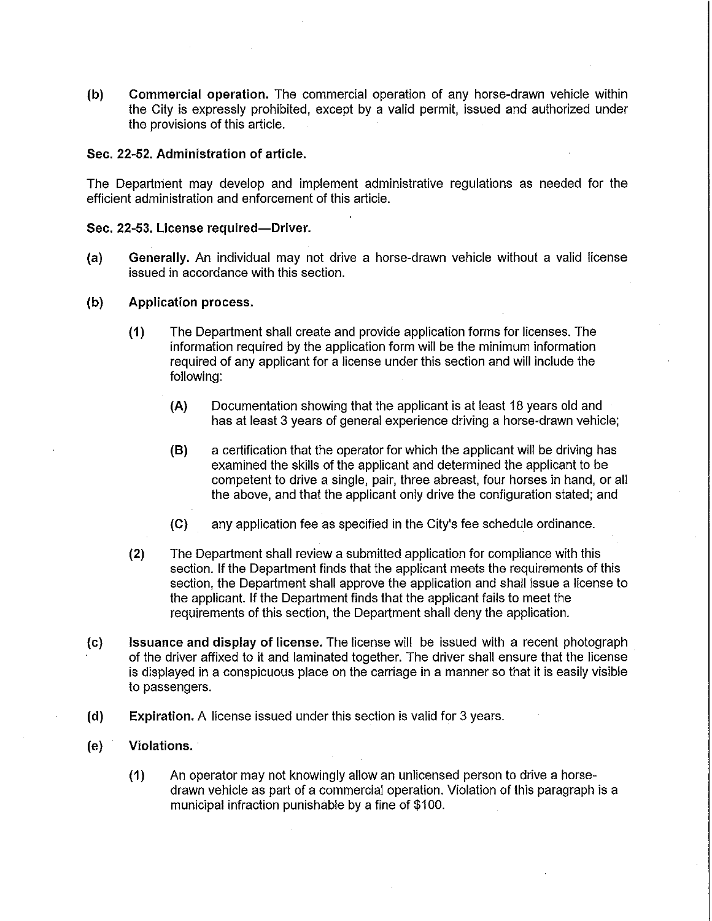(b) **Commercial operation.** The commercial operation of any horse-drawn vehicle within the City is expressly prohibited, except by a valid permit, issued and authorized under the provisions of this article.

**Sec. 22-52. Administration of article.**

The Department may develop and implement administrative regulations as needed for the efficient administration and enforcement of this article.

**Sec. 22-53. License required—Driver.**

(a) **Generally.** An individual may not drive a horse-drawn vehicle without a valid license issued in accordance with this section.

(b) **Application process.**

(1) The Department shall create and provide application forms for licenses. The information required by the application form will be the minimum information required of any applicant for a license under this section and will include the following:

(A) Documentation showing that the applicant is at least 18 years old and has at least 3 years of general experience driving a horse-drawn vehicle;

(B) a certification that the operator for which the applicant will be driving has examined the skills of the applicant and determined the applicant to be competent to drive a single, pair, three abreast, four horses in hand, or all the above, and that the applicant only drive the configuration stated; and

(C) any application fee as specified in the City's fee schedule ordinance.

(2) The Department shall review a submitted application for compliance with this section. If the Department finds that the applicant meets the requirements of this section, the Department shall approve the application and shall issue a license to the applicant. If the Department finds that the applicant fails to meet the requirements of this section, the Department shall deny the application.

(c) **Issuance and display of license.** The license will be issued with a recent photograph of the driver affixed to it and laminated together. The driver shall ensure that the license is displayed in a conspicuous place on the carriage in a manner so that it is easily visible to passengers.

(d) **Expiration.** A license issued under this section is valid for 3 years.

(e) **Violations.**

(1) An operator may not knowingly allow an unlicensed person to drive a horse-drawn vehicle as part of a commercial operation. Violation of this paragraph is a municipal infraction punishable by a fine of $100.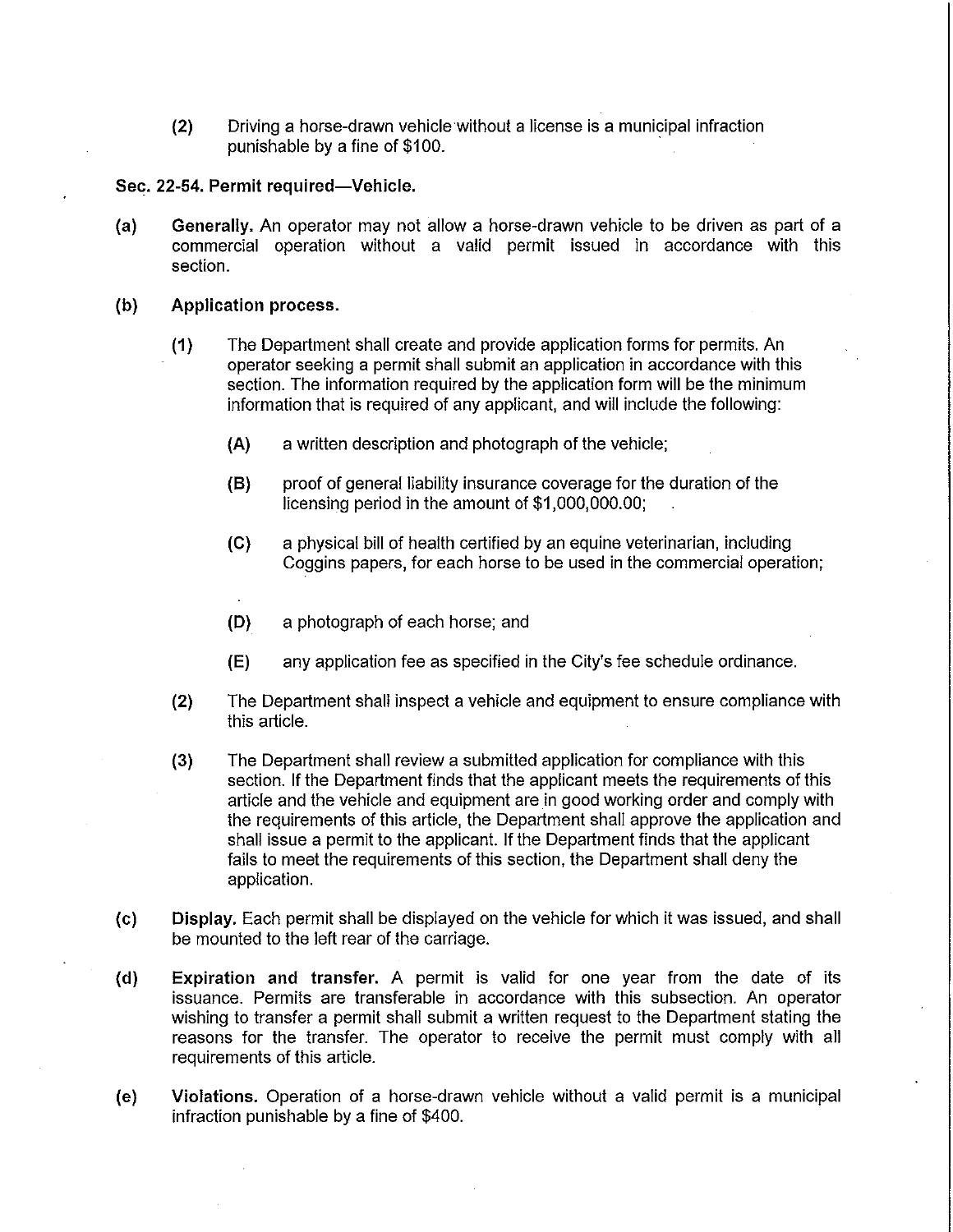(2) Driving a horse-drawn vehicle without a license is a municipal infraction punishable by a fine of $100.

**Sec. 22-54. Permit required—Vehicle.**

(a) **Generally.** An operator may not allow a horse-drawn vehicle to be driven as part of a commercial operation without a valid permit issued in accordance with this section.

(b) **Application process.**

(1) The Department shall create and provide application forms for permits. An operator seeking a permit shall submit an application in accordance with this section. The information required by the application form will be the minimum information that is required of any applicant, and will include the following:

(A) a written description and photograph of the vehicle;

(B) proof of general liability insurance coverage for the duration of the licensing period in the amount of $1,000,000.00;

(C) a physical bill of health certified by an equine veterinarian, including Coggins papers, for each horse to be used in the commercial operation;

(D) a photograph of each horse; and

(E) any application fee as specified in the City's fee schedule ordinance.

(2) The Department shall inspect a vehicle and equipment to ensure compliance with this article.

(3) The Department shall review a submitted application for compliance with this section. If the Department finds that the applicant meets the requirements of this article and the vehicle and equipment are in good working order and comply with the requirements of this article, the Department shall approve the application and shall issue a permit to the applicant. If the Department finds that the applicant fails to meet the requirements of this section, the Department shall deny the application.

(c) **Display.** Each permit shall be displayed on the vehicle for which it was issued, and shall be mounted to the left rear of the carriage.

(d) **Expiration and transfer.** A permit is valid for one year from the date of its issuance. Permits are transferable in accordance with this subsection. An operator wishing to transfer a permit shall submit a written request to the Department stating the reasons for the transfer. The operator to receive the permit must comply with all requirements of this article.

(e) **Violations.** Operation of a horse-drawn vehicle without a valid permit is a municipal infraction punishable by a fine of $400.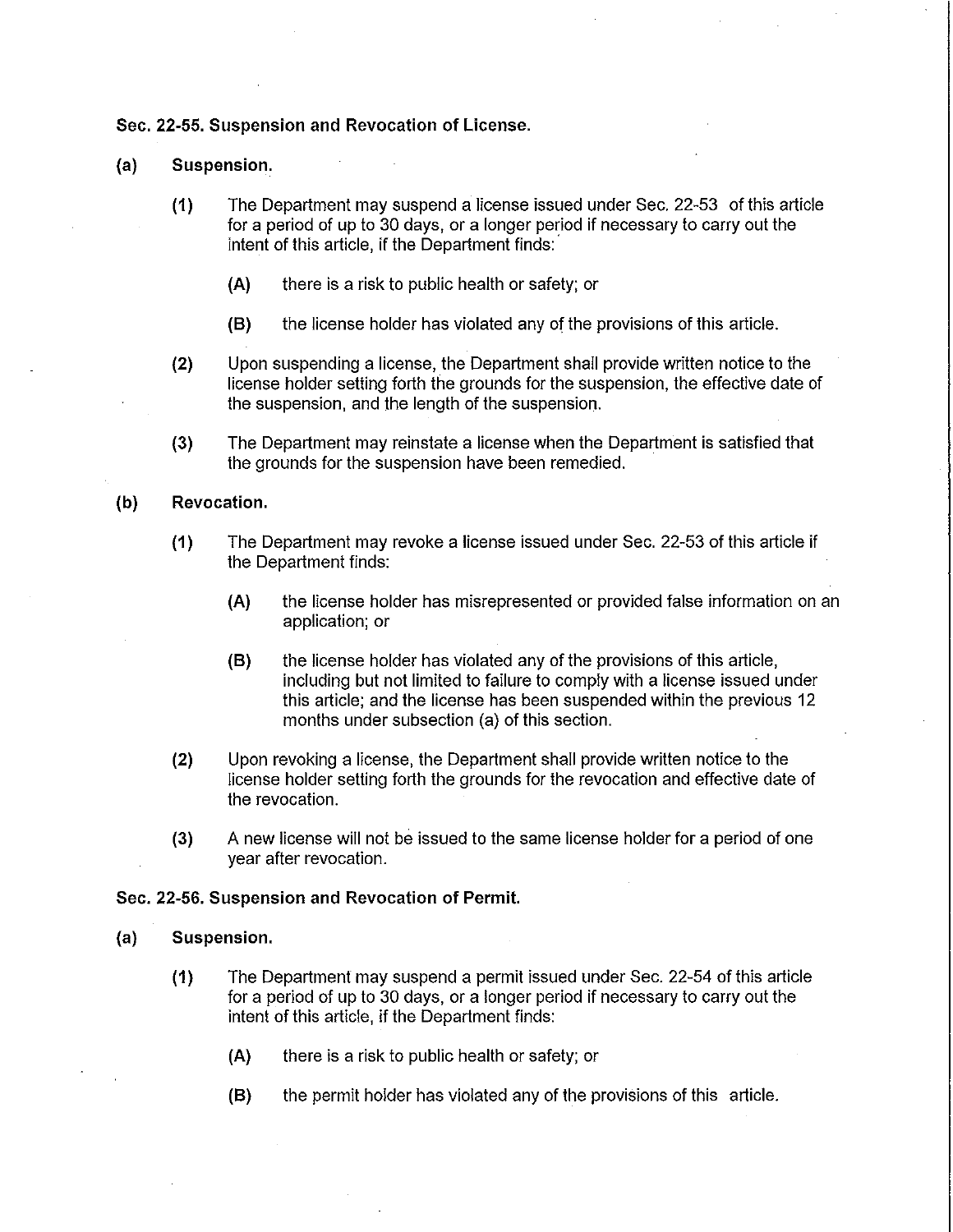**Sec. 22-55. Suspension and Revocation of License.**

**(a) Suspension.**

**(1)** The Department may suspend a license issued under Sec. 22-53 of this article for a period of up to 30 days, or a longer period if necessary to carry out the intent of this article, if the Department finds:

**(A)** there is a risk to public health or safety; or

**(B)** the license holder has violated any of the provisions of this article.

**(2)** Upon suspending a license, the Department shall provide written notice to the license holder setting forth the grounds for the suspension, the effective date of the suspension, and the length of the suspension.

**(3)** The Department may reinstate a license when the Department is satisfied that the grounds for the suspension have been remedied.

**(b) Revocation.**

**(1)** The Department may revoke a license issued under Sec. 22-53 of this article if the Department finds:

**(A)** the license holder has misrepresented or provided false information on an application; or

**(B)** the license holder has violated any of the provisions of this article, including but not limited to failure to comply with a license issued under this article; and the license has been suspended within the previous 12 months under subsection (a) of this section.

**(2)** Upon revoking a license, the Department shall provide written notice to the license holder setting forth the grounds for the revocation and effective date of the revocation.

**(3)** A new license will not be issued to the same license holder for a period of one year after revocation.

**Sec. 22-56. Suspension and Revocation of Permit.**

**(a) Suspension.**

**(1)** The Department may suspend a permit issued under Sec. 22-54 of this article for a period of up to 30 days, or a longer period if necessary to carry out the intent of this article, if the Department finds:

**(A)** there is a risk to public health or safety; or

**(B)** the permit holder has violated any of the provisions of this article.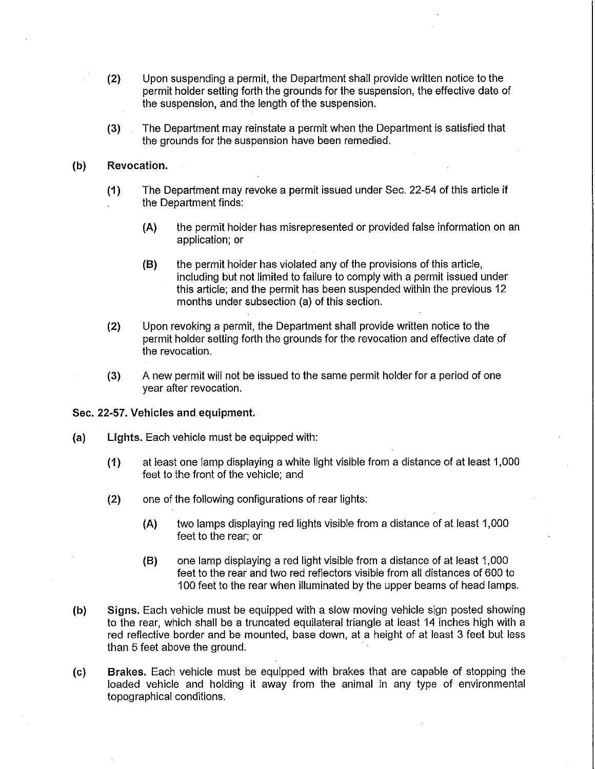(2) Upon suspending a permit, the Department shall provide written notice to the permit holder setting forth the grounds for the suspension, the effective date of the suspension, and the length of the suspension.

(3) The Department may reinstate a permit when the Department is satisfied that the grounds for the suspension have been remedied.

**(b) Revocation.**

(1) The Department may revoke a permit issued under Sec. 22-54 of this article if the Department finds:

(A) the permit holder has misrepresented or provided false information on an application; or

(B) the permit holder has violated any of the provisions of this article, including but not limited to failure to comply with a permit issued under this article; and the permit has been suspended within the previous 12 months under subsection (a) of this section.

(2) Upon revoking a permit, the Department shall provide written notice to the permit holder setting forth the grounds for the revocation and effective date of the revocation.

(3) A new permit will not be issued to the same permit holder for a period of one year after revocation.

**Sec. 22-57. Vehicles and equipment.**

(a) **Lights.** Each vehicle must be equipped with:

(1) at least one lamp displaying a white light visible from a distance of at least 1,000 feet to the front of the vehicle; and

(2) one of the following configurations of rear lights:

(A) two lamps displaying red lights visible from a distance of at least 1,000 feet to the rear; or

(B) one lamp displaying a red light visible from a distance of at least 1,000 feet to the rear and two red reflectors visible from all distances of 600 to 100 feet to the rear when illuminated by the upper beams of head lamps.

(b) **Signs.** Each vehicle must be equipped with a slow moving vehicle sign posted showing to the rear, which shall be a truncated equilateral triangle at least 14 inches high with a red reflective border and be mounted, base down, at a height of at least 3 feet but less than 5 feet above the ground.

(c) **Brakes.** Each vehicle must be equipped with brakes that are capable of stopping the loaded vehicle and holding it away from the animal in any type of environmental topographical conditions.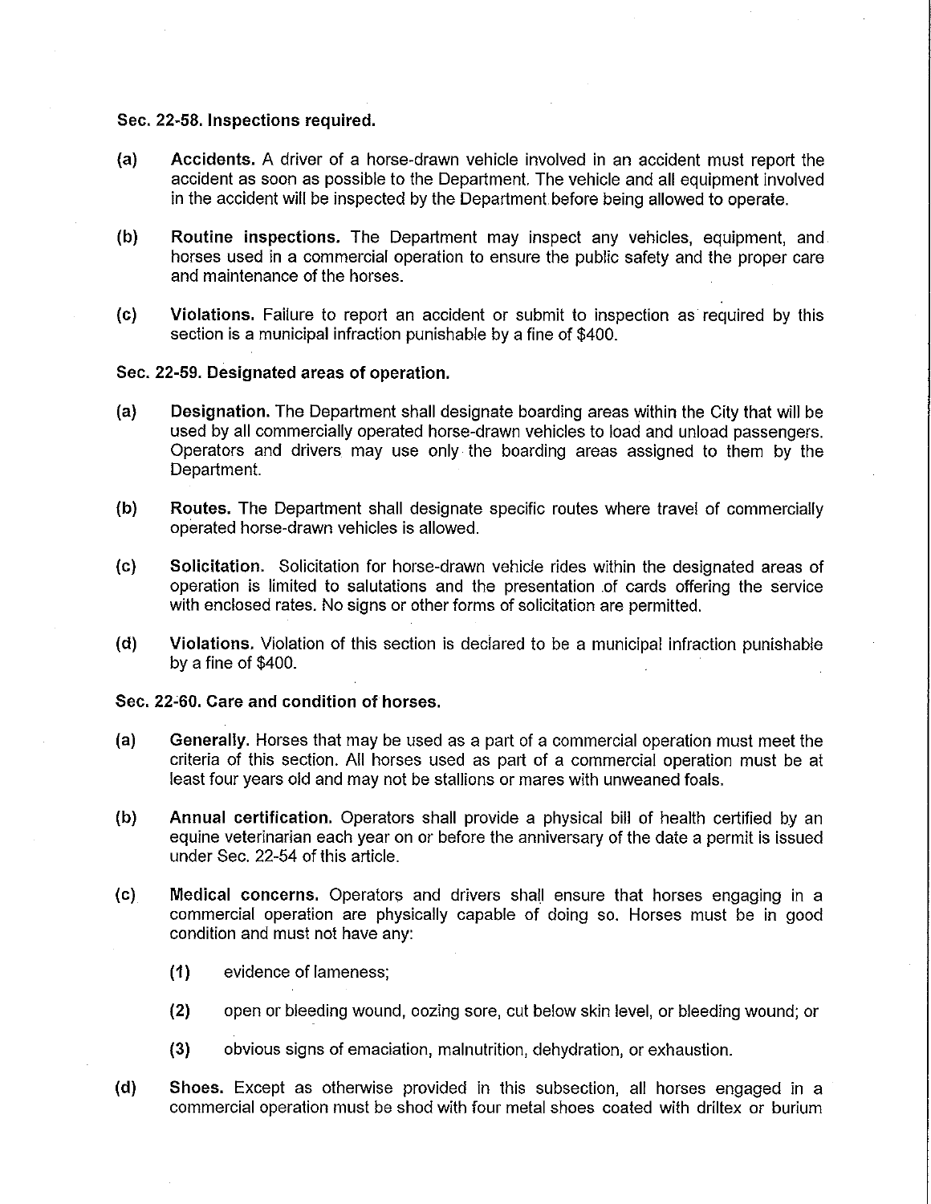**Sec. 22-58. Inspections required.**

(a) **Accidents.** A driver of a horse-drawn vehicle involved in an accident must report the accident as soon as possible to the Department. The vehicle and all equipment involved in the accident will be inspected by the Department before being allowed to operate.

(b) **Routine inspections.** The Department may inspect any vehicles, equipment, and horses used in a commercial operation to ensure the public safety and the proper care and maintenance of the horses.

(c) **Violations.** Failure to report an accident or submit to inspection as required by this section is a municipal infraction punishable by a fine of $400.

**Sec. 22-59. Designated areas of operation.**

(a) **Designation.** The Department shall designate boarding areas within the City that will be used by all commercially operated horse-drawn vehicles to load and unload passengers. Operators and drivers may use only the boarding areas assigned to them by the Department.

(b) **Routes.** The Department shall designate specific routes where travel of commercially operated horse-drawn vehicles is allowed.

(c) **Solicitation.** Solicitation for horse-drawn vehicle rides within the designated areas of operation is limited to salutations and the presentation of cards offering the service with enclosed rates. No signs or other forms of solicitation are permitted.

(d) **Violations.** Violation of this section is declared to be a municipal infraction punishable by a fine of $400.

**Sec. 22-60. Care and condition of horses.**

(a) **Generally.** Horses that may be used as a part of a commercial operation must meet the criteria of this section. All horses used as part of a commercial operation must be at least four years old and may not be stallions or mares with unweaned foals.

(b) **Annual certification.** Operators shall provide a physical bill of health certified by an equine veterinarian each year on or before the anniversary of the date a permit is issued under Sec. 22-54 of this article.

(c) **Medical concerns.** Operators and drivers shall ensure that horses engaging in a commercial operation are physically capable of doing so. Horses must be in good condition and must not have any:

(1) evidence of lameness;

(2) open or bleeding wound, oozing sore, cut below skin level, or bleeding wound; or

(3) obvious signs of emaciation, malnutrition, dehydration, or exhaustion.

(d) **Shoes.** Except as otherwise provided in this subsection, all horses engaged in a commercial operation must be shod with four metal shoes coated with driltex or burium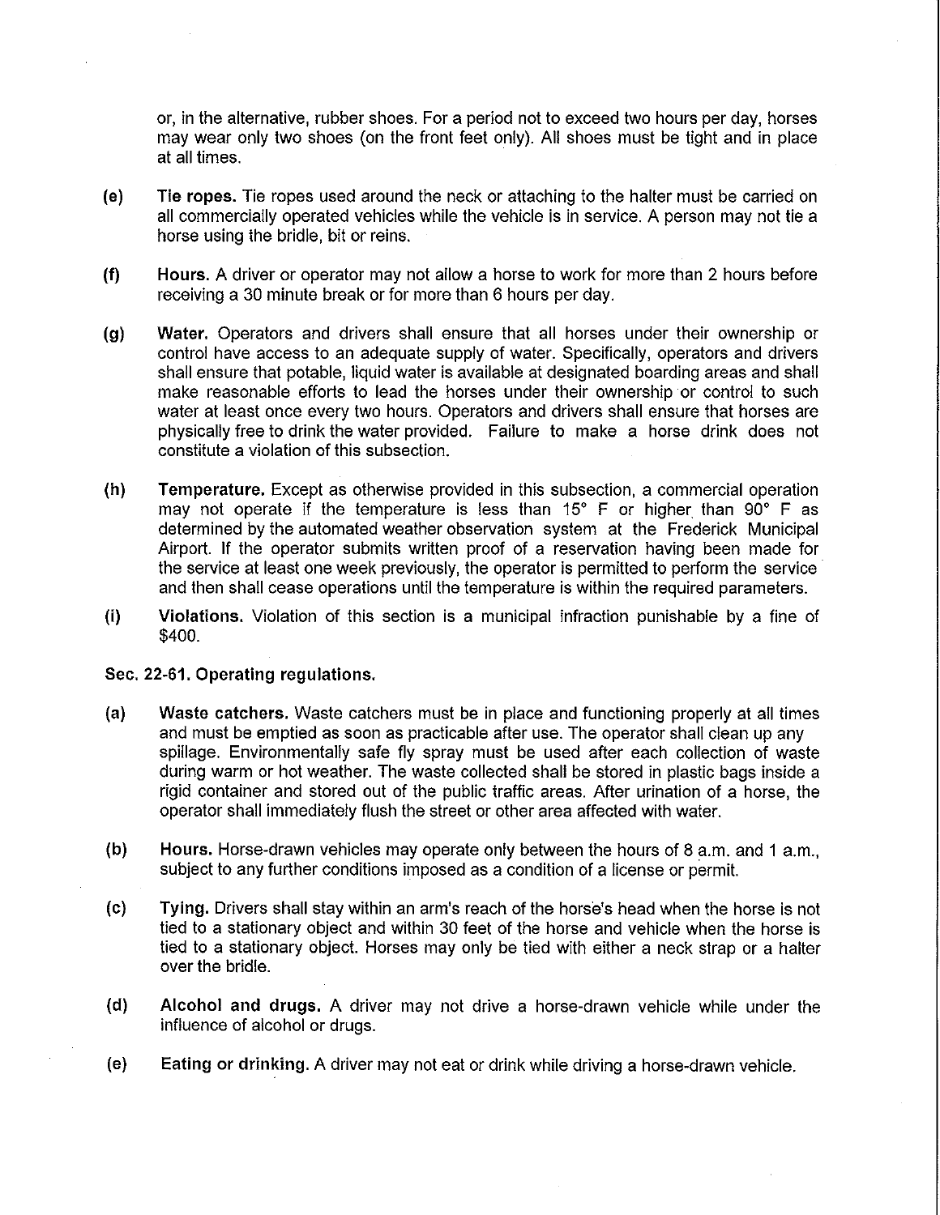or, in the alternative, rubber shoes. For a period not to exceed two hours per day, horses may wear only two shoes (on the front feet only). All shoes must be tight and in place at all times.

(e) **Tie ropes.** Tie ropes used around the neck or attaching to the halter must be carried on all commercially operated vehicles while the vehicle is in service. A person may not tie a horse using the bridle, bit or reins.

(f) **Hours.** A driver or operator may not allow a horse to work for more than 2 hours before receiving a 30 minute break or for more than 6 hours per day.

(g) **Water.** Operators and drivers shall ensure that all horses under their ownership or control have access to an adequate supply of water. Specifically, operators and drivers shall ensure that potable, liquid water is available at designated boarding areas and shall make reasonable efforts to lead the horses under their ownership or control to such water at least once every two hours. Operators and drivers shall ensure that horses are physically free to drink the water provided. Failure to make a horse drink does not constitute a violation of this subsection.

(h) **Temperature.** Except as otherwise provided in this subsection, a commercial operation may not operate if the temperature is less than 15° F or higher than 90° F as determined by the automated weather observation system at the Frederick Municipal Airport. If the operator submits written proof of a reservation having been made for the service at least one week previously, the operator is permitted to perform the service and then shall cease operations until the temperature is within the required parameters.

(i) **Violations.** Violation of this section is a municipal infraction punishable by a fine of $400.

**Sec. 22-61. Operating regulations.**

(a) **Waste catchers.** Waste catchers must be in place and functioning properly at all times and must be emptied as soon as practicable after use. The operator shall clean up any spillage. Environmentally safe fly spray must be used after each collection of waste during warm or hot weather. The waste collected shall be stored in plastic bags inside a rigid container and stored out of the public traffic areas. After urination of a horse, the operator shall immediately flush the street or other area affected with water.

(b) **Hours.** Horse-drawn vehicles may operate only between the hours of 8 a.m. and 1 a.m., subject to any further conditions imposed as a condition of a license or permit.

(c) **Tying.** Drivers shall stay within an arm's reach of the horse's head when the horse is not tied to a stationary object and within 30 feet of the horse and vehicle when the horse is tied to a stationary object. Horses may only be tied with either a neck strap or a halter over the bridle.

(d) **Alcohol and drugs.** A driver may not drive a horse-drawn vehicle while under the influence of alcohol or drugs.

(e) **Eating or drinking.** A driver may not eat or drink while driving a horse-drawn vehicle.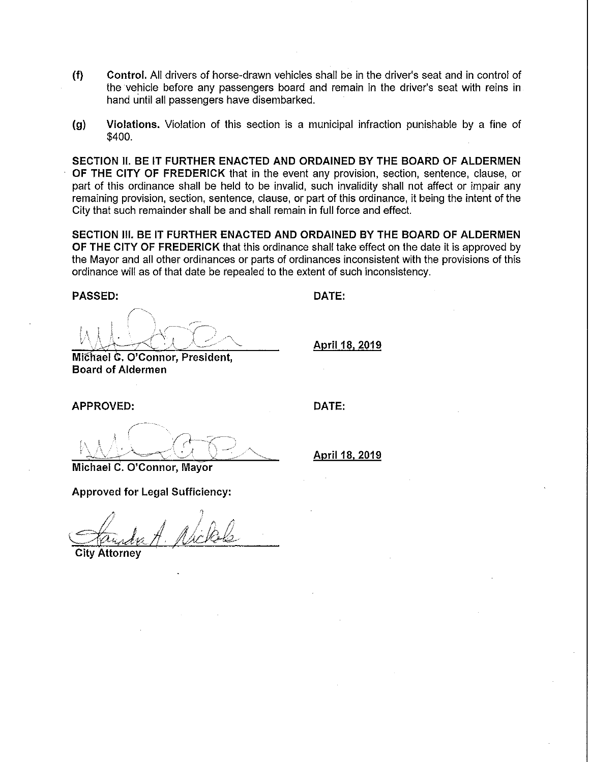**(f)** **Control.** All drivers of horse-drawn vehicles shall be in the driver's seat and in control of the vehicle before any passengers board and remain in the driver's seat with reins in hand until all passengers have disembarked.

**(g)** **Violations.** Violation of this section is a municipal infraction punishable by a fine of $400.

**SECTION II. BE IT FURTHER ENACTED AND ORDAINED BY THE BOARD OF ALDERMEN OF THE CITY OF FREDERICK** that in the event any provision, section, sentence, clause, or part of this ordinance shall be held to be invalid, such invalidity shall not affect or impair any remaining provision, section, sentence, clause, or part of this ordinance, it being the intent of the City that such remainder shall be and shall remain in full force and effect.

**SECTION III. BE IT FURTHER ENACTED AND ORDAINED BY THE BOARD OF ALDERMEN OF THE CITY OF FREDERICK** that this ordinance shall take effect on the date it is approved by the Mayor and all other ordinances or parts of ordinances inconsistent with the provisions of this ordinance will as of that date be repealed to the extent of such inconsistency.

**PASSED:** **DATE:**

**Michael C. O'Connor, President, Board of Aldermen** April 18, 2019

**APPROVED:** **DATE:**

**Michael C. O'Connor, Mayor** April 18, 2019

**Approved for Legal Sufficiency:**

**City Attorney**